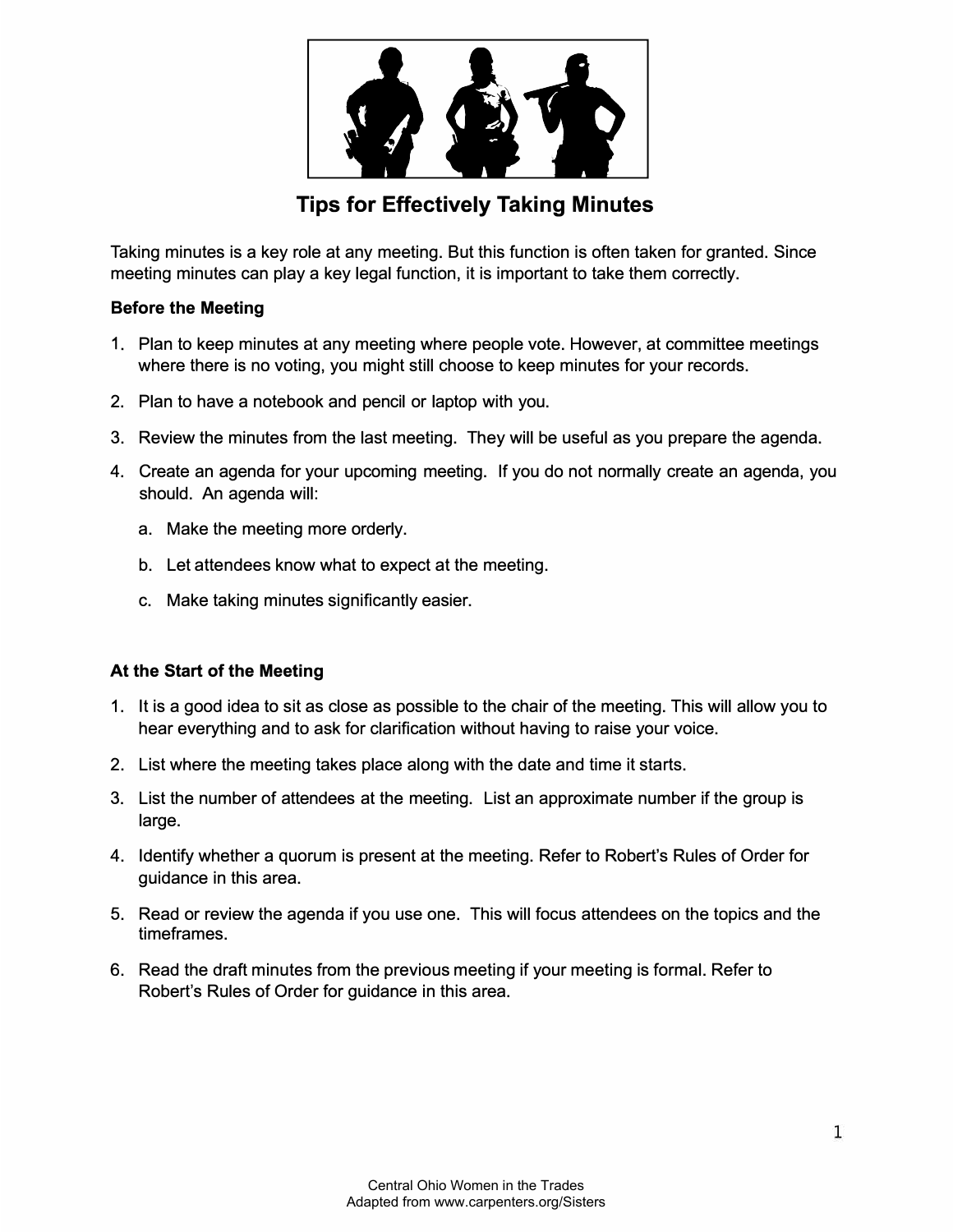# Tips for Effectively Taking Minutes

Taking minutes is a key role at any meeting. But this function is often taken for granted. Since meeting minutes can play a key legal function, it is important to take them correctly.

**Before the Meeting**

1. Plan to keep minutes at any meeting where people vote. However, at committee meetings where there is no voting, you might still choose to keep minutes for your records.
2. Plan to have a notebook and pencil or laptop with you.
3. Review the minutes from the last meeting. They will be useful as you prepare the agenda.
4. Create an agenda for your upcoming meeting. If you do not normally create an agenda, you should. An agenda will:
   a. Make the meeting more orderly.
   b. Let attendees know what to expect at the meeting.
   c. Make taking minutes significantly easier.

**At the Start of the Meeting**

1. It is a good idea to sit as close as possible to the chair of the meeting. This will allow you to hear everything and to ask for clarification without having to raise your voice.
2. List where the meeting takes place along with the date and time it starts.
3. List the number of attendees at the meeting. List an approximate number if the group is large.
4. Identify whether a quorum is present at the meeting. Refer to Robert's Rules of Order for guidance in this area.
5. Read or review the agenda if you use one. This will focus attendees on the topics and the timeframes.
6. Read the draft minutes from the previous meeting if your meeting is formal. Refer to Robert's Rules of Order for guidance in this area.

Central Ohio Women in the Trades
Adapted from www.carpenters.org/Sisters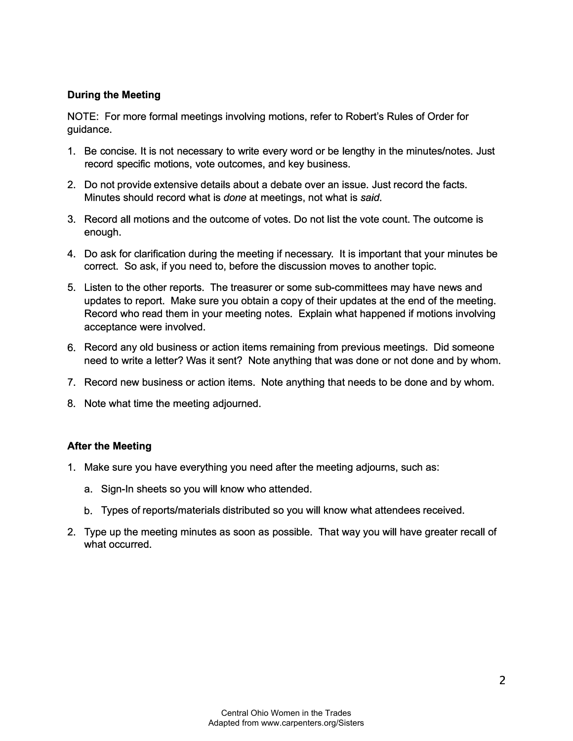**During the Meeting**

NOTE: For more formal meetings involving motions, refer to Robert's Rules of Order for guidance.

1. Be concise. It is not necessary to write every word or be lengthy in the minutes/notes. Just record specific motions, vote outcomes, and key business.
2. Do not provide extensive details about a debate over an issue. Just record the facts. Minutes should record what is *done* at meetings, not what is *said*.
3. Record all motions and the outcome of votes. Do not list the vote count. The outcome is enough.
4. Do ask for clarification during the meeting if necessary. It is important that your minutes be correct. So ask, if you need to, before the discussion moves to another topic.
5. Listen to the other reports. The treasurer or some sub-committees may have news and updates to report. Make sure you obtain a copy of their updates at the end of the meeting. Record who read them in your meeting notes. Explain what happened if motions involving acceptance were involved.
6. Record any old business or action items remaining from previous meetings. Did someone need to write a letter? Was it sent? Note anything that was done or not done and by whom.
7. Record new business or action items. Note anything that needs to be done and by whom.
8. Note what time the meeting adjourned.

**After the Meeting**

1. Make sure you have everything you need after the meeting adjourns, such as:
   a. Sign-In sheets so you will know who attended.
   b. Types of reports/materials distributed so you will know what attendees received.
2. Type up the meeting minutes as soon as possible. That way you will have greater recall of what occurred.

Central Ohio Women in the Trades
Adapted from www.carpenters.org/Sisters